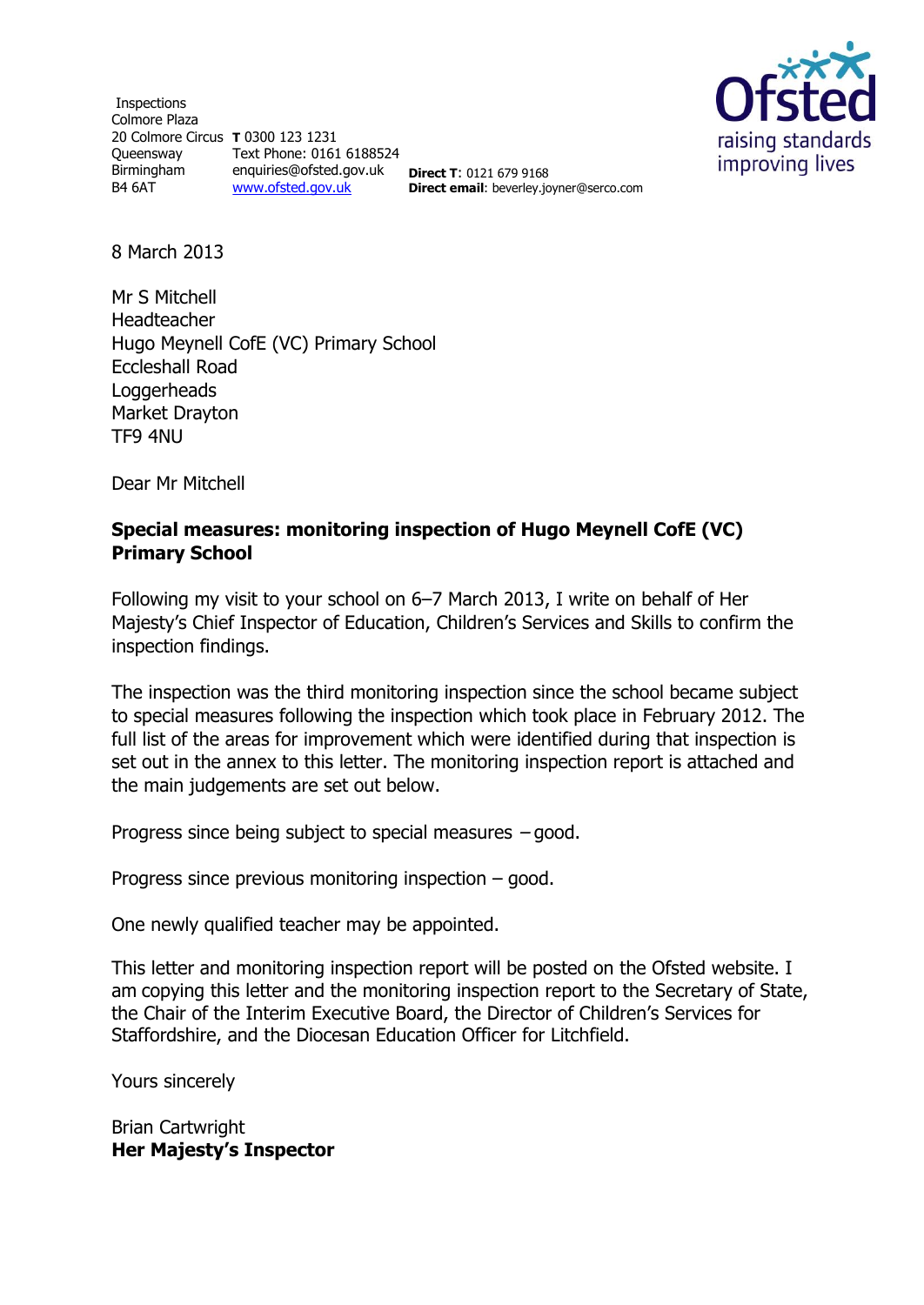Inspections
Colmore Plaza
20 Colmore Circus
Queensway
Birmingham
B4 6AT

**T** 0300 123 1231
Text Phone: 0161 6188524
enquiries@ofsted.gov.uk
www.ofsted.gov.uk

**Direct T**: 0121 679 9168
**Direct email**: beverley.joyner@serco.com

Ofsted
raising standards
improving lives

8 March 2013

Mr S Mitchell
Headteacher
Hugo Meynell CofE (VC) Primary School
Eccleshall Road
Loggerheads
Market Drayton
TF9 4NU

Dear Mr Mitchell

**Special measures: monitoring inspection of Hugo Meynell CofE (VC) Primary School**

Following my visit to your school on 6–7 March 2013, I write on behalf of Her Majesty's Chief Inspector of Education, Children's Services and Skills to confirm the inspection findings.

The inspection was the third monitoring inspection since the school became subject to special measures following the inspection which took place in February 2012. The full list of the areas for improvement which were identified during that inspection is set out in the annex to this letter. The monitoring inspection report is attached and the main judgements are set out below.

Progress since being subject to special measures – good.

Progress since previous monitoring inspection – good.

One newly qualified teacher may be appointed.

This letter and monitoring inspection report will be posted on the Ofsted website. I am copying this letter and the monitoring inspection report to the Secretary of State, the Chair of the Interim Executive Board, the Director of Children's Services for Staffordshire, and the Diocesan Education Officer for Litchfield.

Yours sincerely

Brian Cartwright
**Her Majesty's Inspector**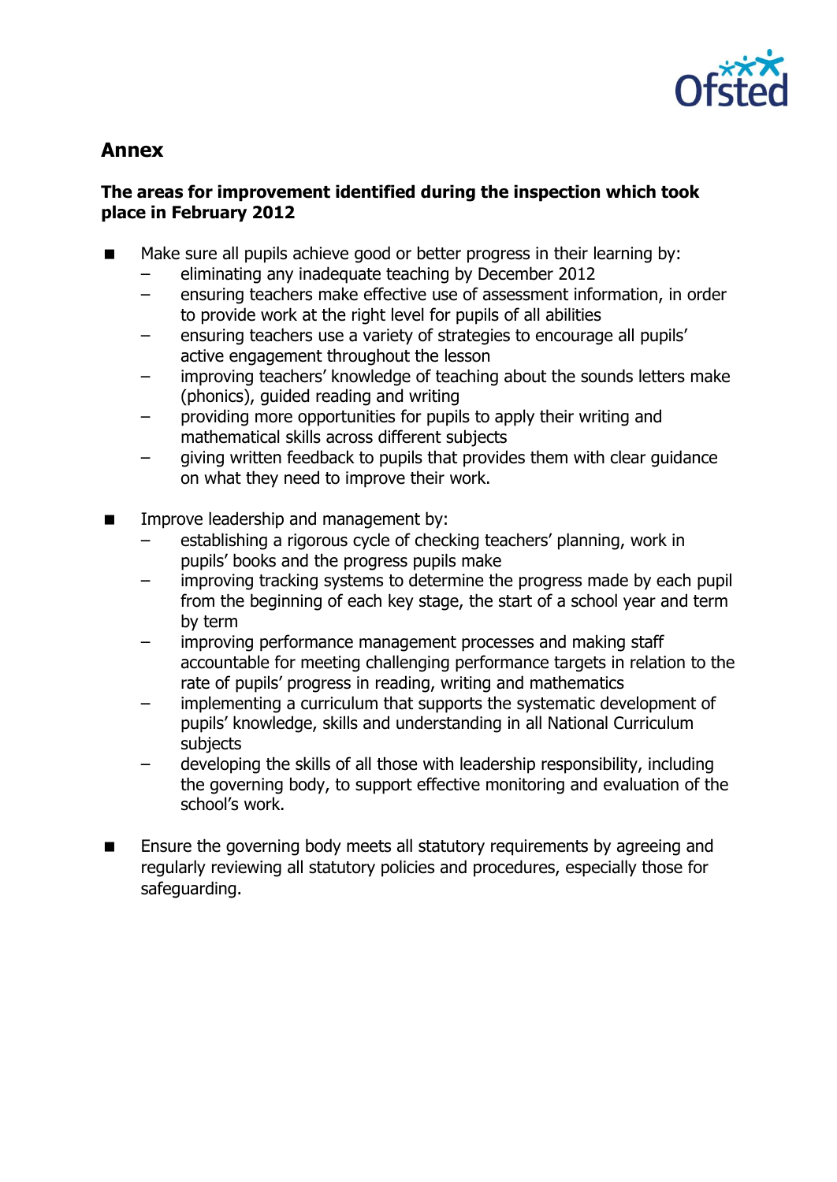## Annex

### The areas for improvement identified during the inspection which took place in February 2012

- Make sure all pupils achieve good or better progress in their learning by:
  - eliminating any inadequate teaching by December 2012
  - ensuring teachers make effective use of assessment information, in order to provide work at the right level for pupils of all abilities
  - ensuring teachers use a variety of strategies to encourage all pupils' active engagement throughout the lesson
  - improving teachers' knowledge of teaching about the sounds letters make (phonics), guided reading and writing
  - providing more opportunities for pupils to apply their writing and mathematical skills across different subjects
  - giving written feedback to pupils that provides them with clear guidance on what they need to improve their work.

- Improve leadership and management by:
  - establishing a rigorous cycle of checking teachers' planning, work in pupils' books and the progress pupils make
  - improving tracking systems to determine the progress made by each pupil from the beginning of each key stage, the start of a school year and term by term
  - improving performance management processes and making staff accountable for meeting challenging performance targets in relation to the rate of pupils' progress in reading, writing and mathematics
  - implementing a curriculum that supports the systematic development of pupils' knowledge, skills and understanding in all National Curriculum subjects
  - developing the skills of all those with leadership responsibility, including the governing body, to support effective monitoring and evaluation of the school's work.

- Ensure the governing body meets all statutory requirements by agreeing and regularly reviewing all statutory policies and procedures, especially those for safeguarding.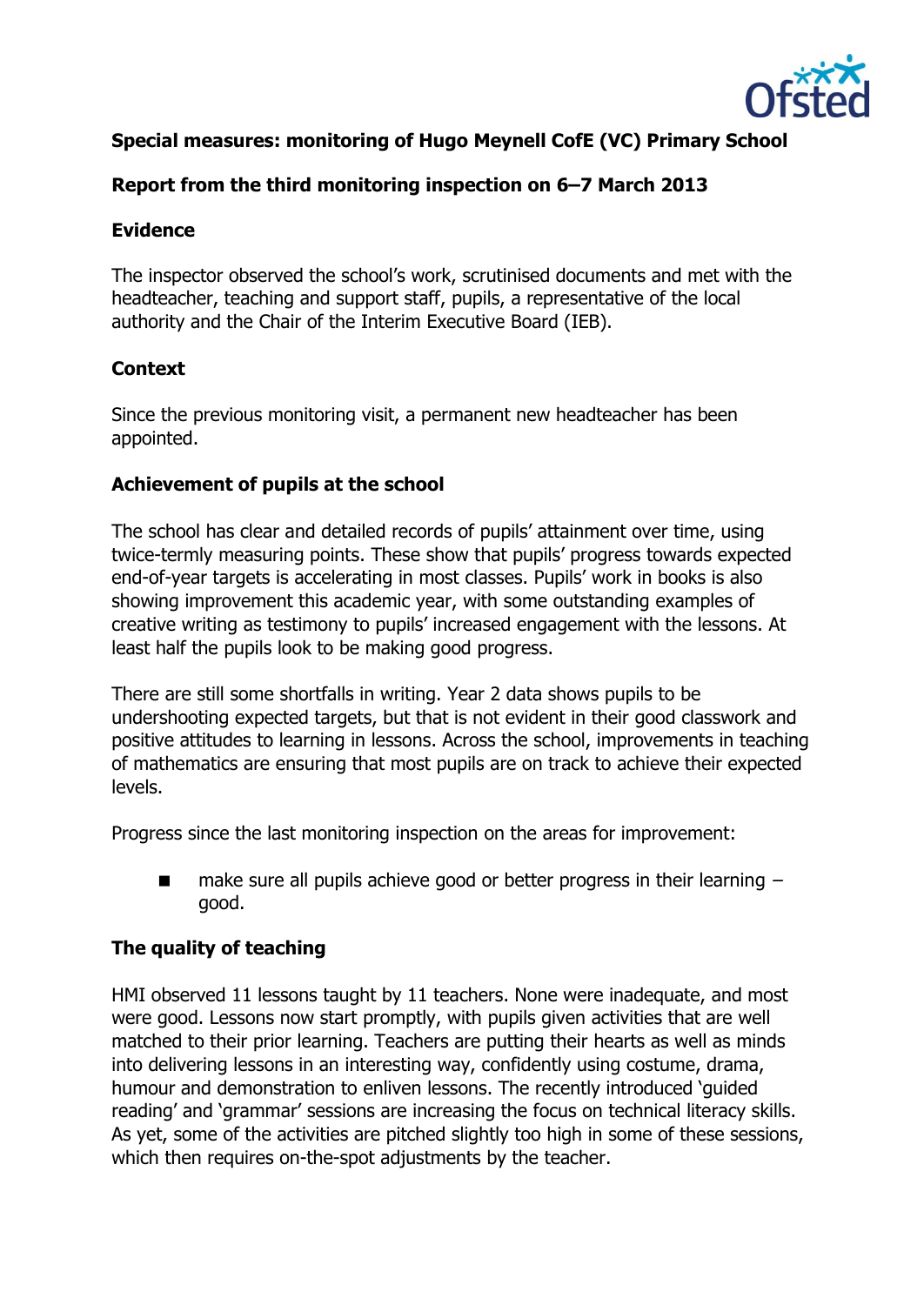**Special measures: monitoring of Hugo Meynell CofE (VC) Primary School**

**Report from the third monitoring inspection on 6–7 March 2013**

**Evidence**

The inspector observed the school's work, scrutinised documents and met with the headteacher, teaching and support staff, pupils, a representative of the local authority and the Chair of the Interim Executive Board (IEB).

**Context**

Since the previous monitoring visit, a permanent new headteacher has been appointed.

**Achievement of pupils at the school**

The school has clear and detailed records of pupils' attainment over time, using twice-termly measuring points. These show that pupils' progress towards expected end-of-year targets is accelerating in most classes. Pupils' work in books is also showing improvement this academic year, with some outstanding examples of creative writing as testimony to pupils' increased engagement with the lessons. At least half the pupils look to be making good progress.

There are still some shortfalls in writing. Year 2 data shows pupils to be undershooting expected targets, but that is not evident in their good classwork and positive attitudes to learning in lessons. Across the school, improvements in teaching of mathematics are ensuring that most pupils are on track to achieve their expected levels.

Progress since the last monitoring inspection on the areas for improvement:

- make sure all pupils achieve good or better progress in their learning – good.

**The quality of teaching**

HMI observed 11 lessons taught by 11 teachers. None were inadequate, and most were good. Lessons now start promptly, with pupils given activities that are well matched to their prior learning. Teachers are putting their hearts as well as minds into delivering lessons in an interesting way, confidently using costume, drama, humour and demonstration to enliven lessons. The recently introduced 'guided reading' and 'grammar' sessions are increasing the focus on technical literacy skills. As yet, some of the activities are pitched slightly too high in some of these sessions, which then requires on-the-spot adjustments by the teacher.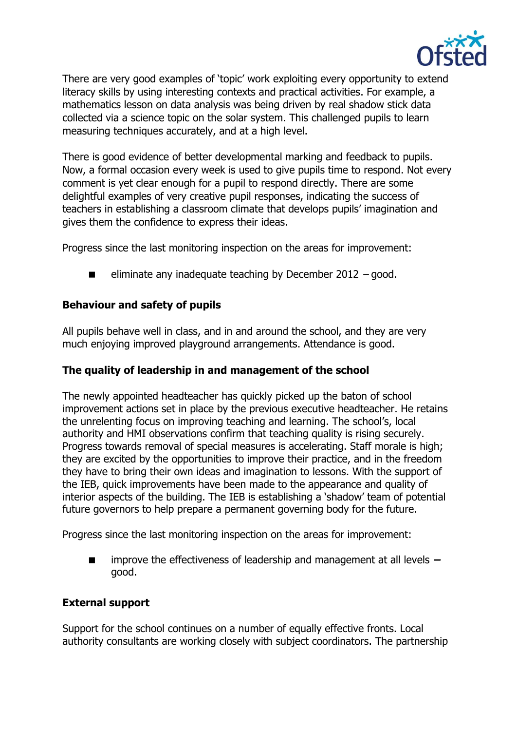There are very good examples of 'topic' work exploiting every opportunity to extend literacy skills by using interesting contexts and practical activities. For example, a mathematics lesson on data analysis was being driven by real shadow stick data collected via a science topic on the solar system. This challenged pupils to learn measuring techniques accurately, and at a high level.

There is good evidence of better developmental marking and feedback to pupils. Now, a formal occasion every week is used to give pupils time to respond. Not every comment is yet clear enough for a pupil to respond directly. There are some delightful examples of very creative pupil responses, indicating the success of teachers in establishing a classroom climate that develops pupils' imagination and gives them the confidence to express their ideas.

Progress since the last monitoring inspection on the areas for improvement:

- eliminate any inadequate teaching by December 2012 – good.

### Behaviour and safety of pupils

All pupils behave well in class, and in and around the school, and they are very much enjoying improved playground arrangements. Attendance is good.

### The quality of leadership in and management of the school

The newly appointed headteacher has quickly picked up the baton of school improvement actions set in place by the previous executive headteacher. He retains the unrelenting focus on improving teaching and learning. The school's, local authority and HMI observations confirm that teaching quality is rising securely. Progress towards removal of special measures is accelerating. Staff morale is high; they are excited by the opportunities to improve their practice, and in the freedom they have to bring their own ideas and imagination to lessons. With the support of the IEB, quick improvements have been made to the appearance and quality of interior aspects of the building. The IEB is establishing a 'shadow' team of potential future governors to help prepare a permanent governing body for the future.

Progress since the last monitoring inspection on the areas for improvement:

- improve the effectiveness of leadership and management at all levels – good.

### External support

Support for the school continues on a number of equally effective fronts. Local authority consultants are working closely with subject coordinators. The partnership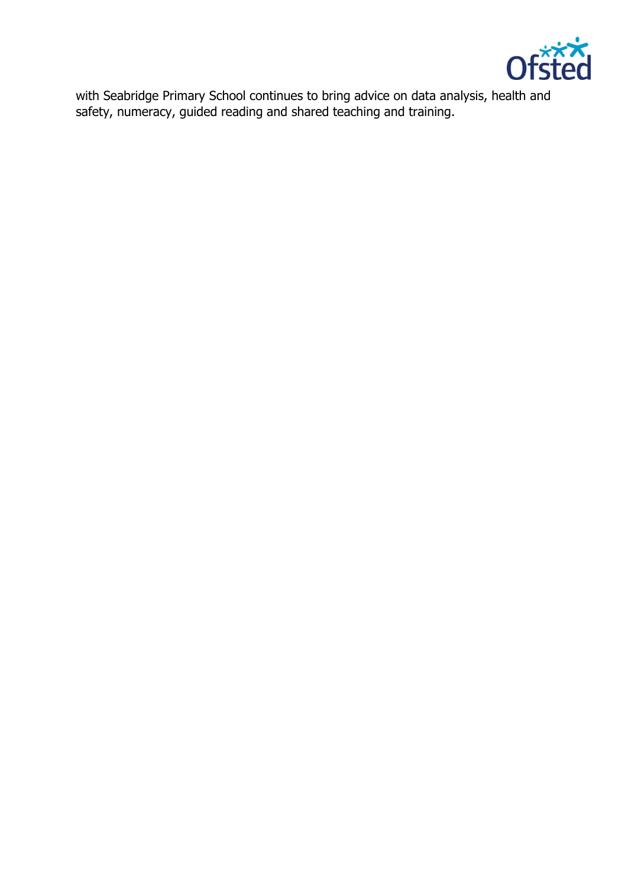with Seabridge Primary School continues to bring advice on data analysis, health and safety, numeracy, guided reading and shared teaching and training.